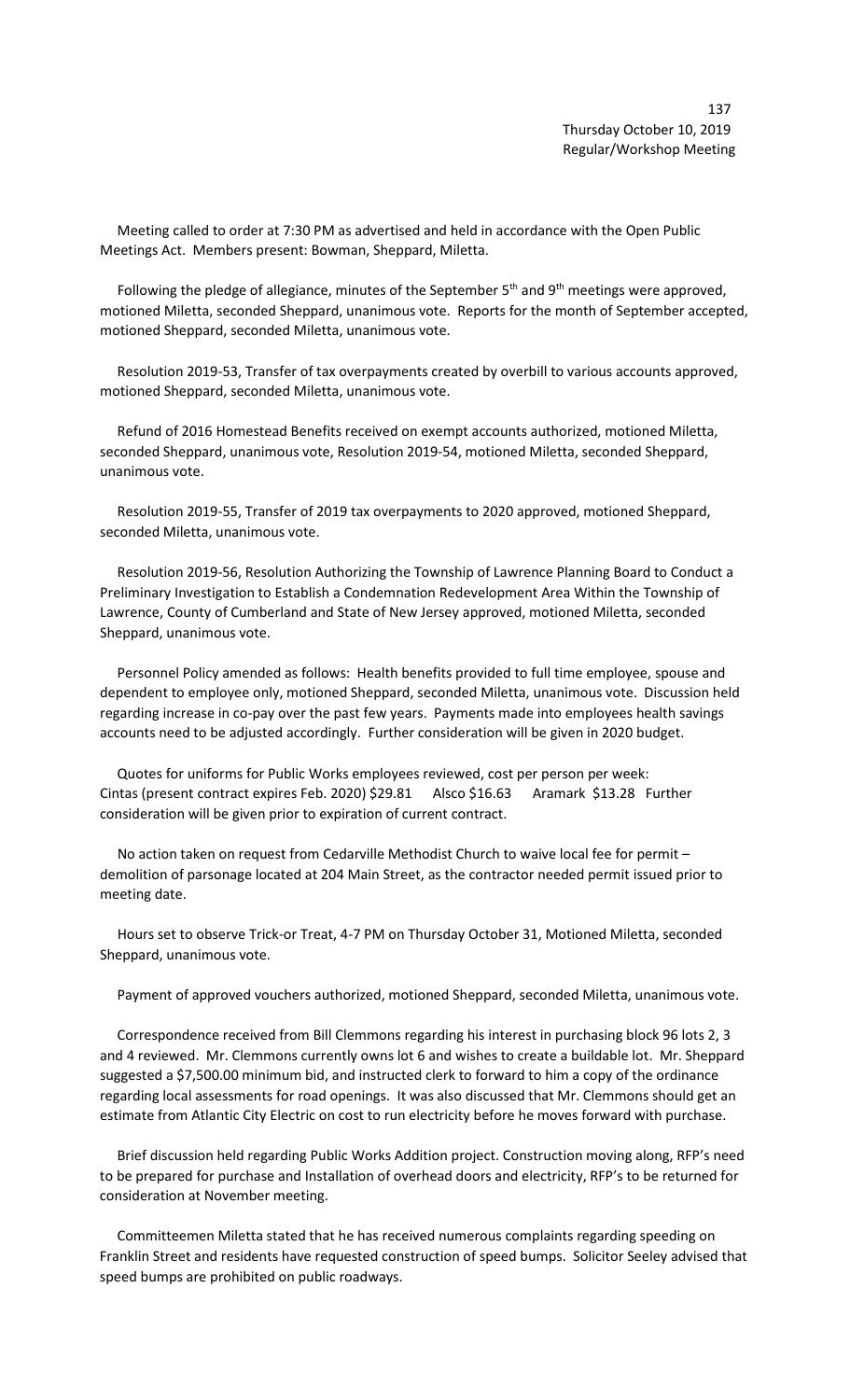Thursday October 10, 2019
Regular/Workshop Meeting

Meeting called to order at 7:30 PM as advertised and held in accordance with the Open Public Meetings Act. Members present: Bowman, Sheppard, Miletta.

Following the pledge of allegiance, minutes of the September 5th and 9th meetings were approved, motioned Miletta, seconded Sheppard, unanimous vote. Reports for the month of September accepted, motioned Sheppard, seconded Miletta, unanimous vote.

Resolution 2019-53, Transfer of tax overpayments created by overbill to various accounts approved, motioned Sheppard, seconded Miletta, unanimous vote.

Refund of 2016 Homestead Benefits received on exempt accounts authorized, motioned Miletta, seconded Sheppard, unanimous vote, Resolution 2019-54, motioned Miletta, seconded Sheppard, unanimous vote.

Resolution 2019-55, Transfer of 2019 tax overpayments to 2020 approved, motioned Sheppard, seconded Miletta, unanimous vote.

Resolution 2019-56, Resolution Authorizing the Township of Lawrence Planning Board to Conduct a Preliminary Investigation to Establish a Condemnation Redevelopment Area Within the Township of Lawrence, County of Cumberland and State of New Jersey approved, motioned Miletta, seconded Sheppard, unanimous vote.

Personnel Policy amended as follows: Health benefits provided to full time employee, spouse and dependent to employee only, motioned Sheppard, seconded Miletta, unanimous vote. Discussion held regarding increase in co-pay over the past few years. Payments made into employees health savings accounts need to be adjusted accordingly. Further consideration will be given in 2020 budget.

Quotes for uniforms for Public Works employees reviewed, cost per person per week: Cintas (present contract expires Feb. 2020) $29.81 Alsco $16.63 Aramark $13.28 Further consideration will be given prior to expiration of current contract.

No action taken on request from Cedarville Methodist Church to waive local fee for permit – demolition of parsonage located at 204 Main Street, as the contractor needed permit issued prior to meeting date.

Hours set to observe Trick-or Treat, 4-7 PM on Thursday October 31, Motioned Miletta, seconded Sheppard, unanimous vote.

Payment of approved vouchers authorized, motioned Sheppard, seconded Miletta, unanimous vote.

Correspondence received from Bill Clemmons regarding his interest in purchasing block 96 lots 2, 3 and 4 reviewed. Mr. Clemmons currently owns lot 6 and wishes to create a buildable lot. Mr. Sheppard suggested a $7,500.00 minimum bid, and instructed clerk to forward to him a copy of the ordinance regarding local assessments for road openings. It was also discussed that Mr. Clemmons should get an estimate from Atlantic City Electric on cost to run electricity before he moves forward with purchase.

Brief discussion held regarding Public Works Addition project. Construction moving along, RFP's need to be prepared for purchase and Installation of overhead doors and electricity, RFP's to be returned for consideration at November meeting.

Committeemen Miletta stated that he has received numerous complaints regarding speeding on Franklin Street and residents have requested construction of speed bumps. Solicitor Seeley advised that speed bumps are prohibited on public roadways.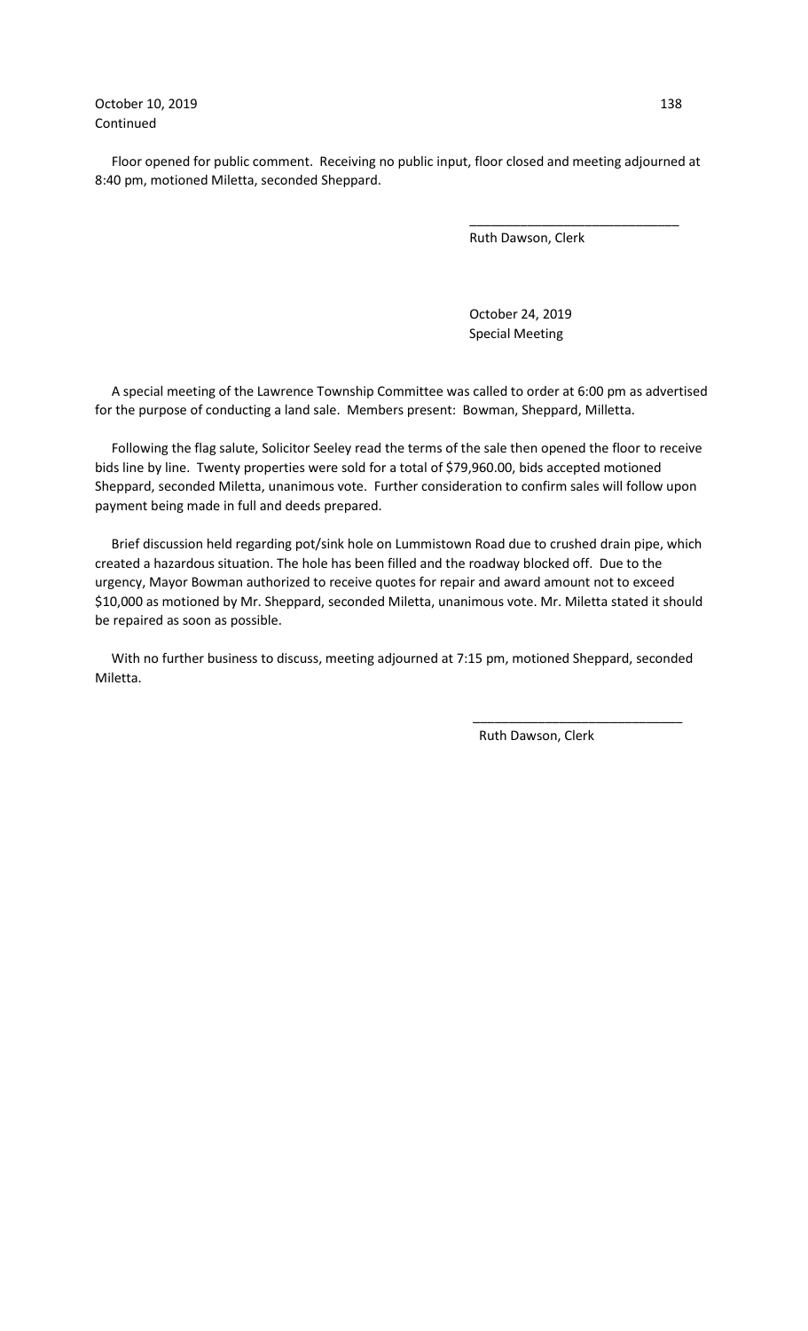October 10, 2019
Continued

Floor opened for public comment. Receiving no public input, floor closed and meeting adjourned at 8:40 pm, motioned Miletta, seconded Sheppard.

_____________________________
Ruth Dawson, Clerk

October 24, 2019
Special Meeting

A special meeting of the Lawrence Township Committee was called to order at 6:00 pm as advertised for the purpose of conducting a land sale. Members present: Bowman, Sheppard, Milletta.

Following the flag salute, Solicitor Seeley read the terms of the sale then opened the floor to receive bids line by line. Twenty properties were sold for a total of $79,960.00, bids accepted motioned Sheppard, seconded Miletta, unanimous vote. Further consideration to confirm sales will follow upon payment being made in full and deeds prepared.

Brief discussion held regarding pot/sink hole on Lummistown Road due to crushed drain pipe, which created a hazardous situation. The hole has been filled and the roadway blocked off. Due to the urgency, Mayor Bowman authorized to receive quotes for repair and award amount not to exceed $10,000 as motioned by Mr. Sheppard, seconded Miletta, unanimous vote. Mr. Miletta stated it should be repaired as soon as possible.

With no further business to discuss, meeting adjourned at 7:15 pm, motioned Sheppard, seconded Miletta.

_____________________________
Ruth Dawson, Clerk